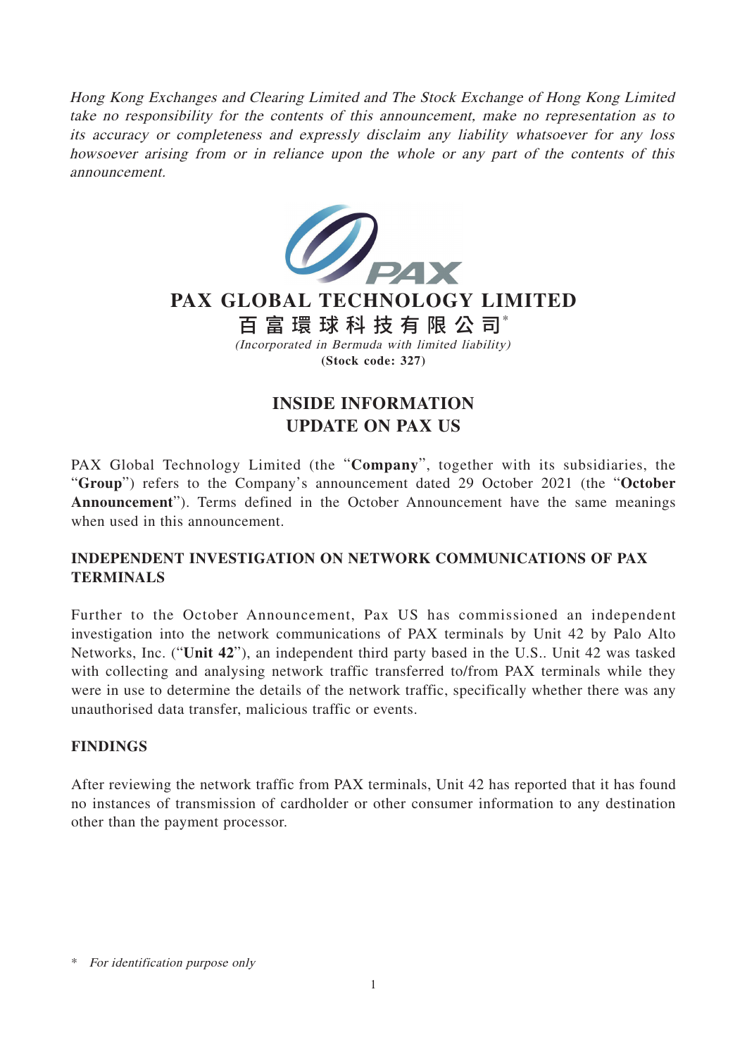*Hong Kong Exchanges and Clearing Limited and The Stock Exchange of Hong Kong Limited take no responsibility for the contents of this announcement, make no representation as to its accuracy or completeness and expressly disclaim any liability whatsoever for any loss howsoever arising from or in reliance upon the whole or any part of the contents of this announcement.*

# PAX GLOBAL TECHNOLOGY LIMITED

**百富環球科技有限公司***

*(Incorporated in Bermuda with limited liability)*

**(Stock code: 327)**

## INSIDE INFORMATION
## UPDATE ON PAX US

PAX Global Technology Limited (the "**Company**", together with its subsidiaries, the "**Group**") refers to the Company's announcement dated 29 October 2021 (the "**October Announcement**"). Terms defined in the October Announcement have the same meanings when used in this announcement.

### INDEPENDENT INVESTIGATION ON NETWORK COMMUNICATIONS OF PAX TERMINALS

Further to the October Announcement, Pax US has commissioned an independent investigation into the network communications of PAX terminals by Unit 42 by Palo Alto Networks, Inc. ("**Unit 42**"), an independent third party based in the U.S.. Unit 42 was tasked with collecting and analysing network traffic transferred to/from PAX terminals while they were in use to determine the details of the network traffic, specifically whether there was any unauthorised data transfer, malicious traffic or events.

### FINDINGS

After reviewing the network traffic from PAX terminals, Unit 42 has reported that it has found no instances of transmission of cardholder or other consumer information to any destination other than the payment processor.

\* *For identification purpose only*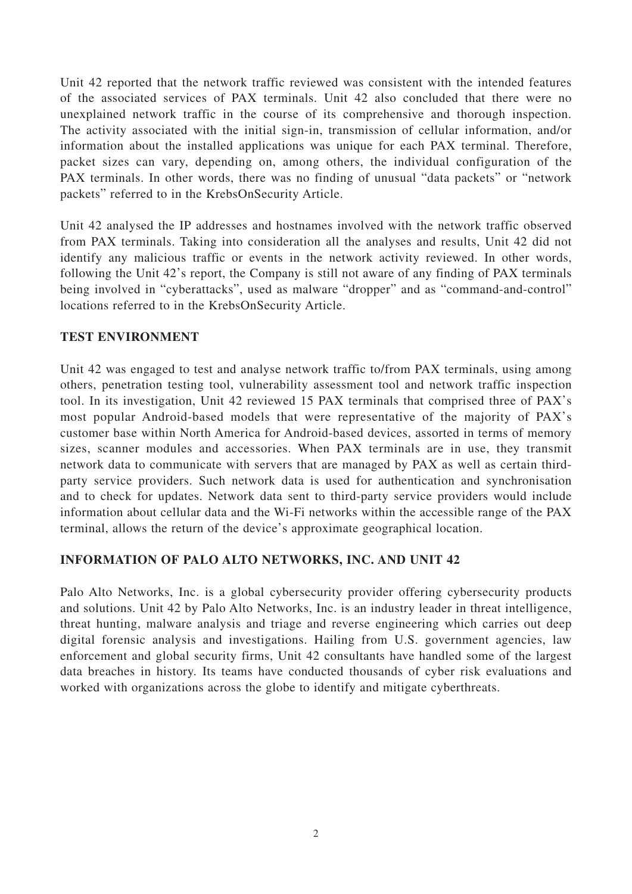Unit 42 reported that the network traffic reviewed was consistent with the intended features of the associated services of PAX terminals. Unit 42 also concluded that there were no unexplained network traffic in the course of its comprehensive and thorough inspection. The activity associated with the initial sign-in, transmission of cellular information, and/or information about the installed applications was unique for each PAX terminal. Therefore, packet sizes can vary, depending on, among others, the individual configuration of the PAX terminals. In other words, there was no finding of unusual "data packets" or "network packets" referred to in the KrebsOnSecurity Article.

Unit 42 analysed the IP addresses and hostnames involved with the network traffic observed from PAX terminals. Taking into consideration all the analyses and results, Unit 42 did not identify any malicious traffic or events in the network activity reviewed. In other words, following the Unit 42's report, the Company is still not aware of any finding of PAX terminals being involved in "cyberattacks", used as malware "dropper" and as "command-and-control" locations referred to in the KrebsOnSecurity Article.

## TEST ENVIRONMENT

Unit 42 was engaged to test and analyse network traffic to/from PAX terminals, using among others, penetration testing tool, vulnerability assessment tool and network traffic inspection tool. In its investigation, Unit 42 reviewed 15 PAX terminals that comprised three of PAX's most popular Android-based models that were representative of the majority of PAX's customer base within North America for Android-based devices, assorted in terms of memory sizes, scanner modules and accessories. When PAX terminals are in use, they transmit network data to communicate with servers that are managed by PAX as well as certain third-party service providers. Such network data is used for authentication and synchronisation and to check for updates. Network data sent to third-party service providers would include information about cellular data and the Wi-Fi networks within the accessible range of the PAX terminal, allows the return of the device's approximate geographical location.

## INFORMATION OF PALO ALTO NETWORKS, INC. AND UNIT 42

Palo Alto Networks, Inc. is a global cybersecurity provider offering cybersecurity products and solutions. Unit 42 by Palo Alto Networks, Inc. is an industry leader in threat intelligence, threat hunting, malware analysis and triage and reverse engineering which carries out deep digital forensic analysis and investigations. Hailing from U.S. government agencies, law enforcement and global security firms, Unit 42 consultants have handled some of the largest data breaches in history. Its teams have conducted thousands of cyber risk evaluations and worked with organizations across the globe to identify and mitigate cyberthreats.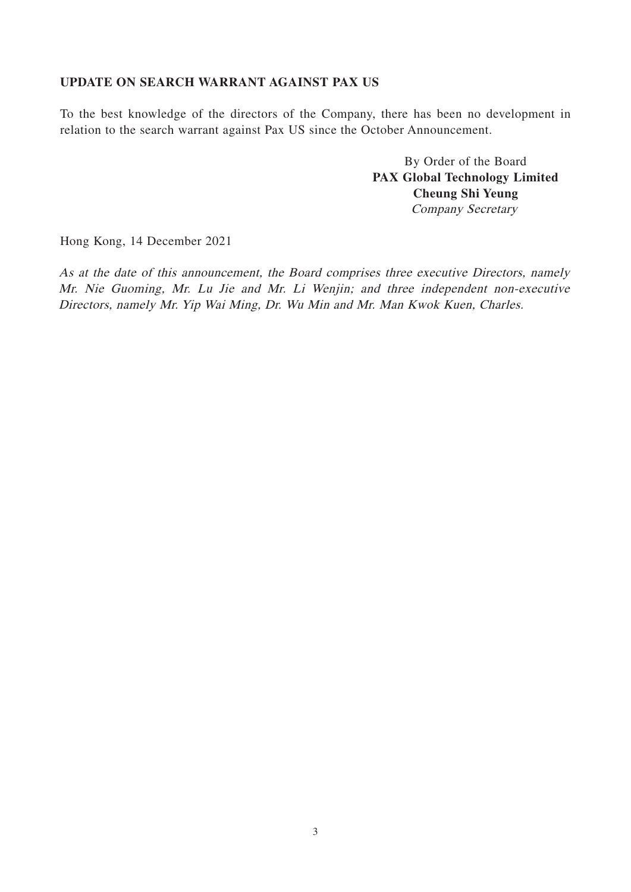**UPDATE ON SEARCH WARRANT AGAINST PAX US**

To the best knowledge of the directors of the Company, there has been no development in relation to the search warrant against Pax US since the October Announcement.

By Order of the Board
**PAX Global Technology Limited**
**Cheung Shi Yeung**
*Company Secretary*

Hong Kong, 14 December 2021

*As at the date of this announcement, the Board comprises three executive Directors, namely Mr. Nie Guoming, Mr. Lu Jie and Mr. Li Wenjin; and three independent non-executive Directors, namely Mr. Yip Wai Ming, Dr. Wu Min and Mr. Man Kwok Kuen, Charles.*